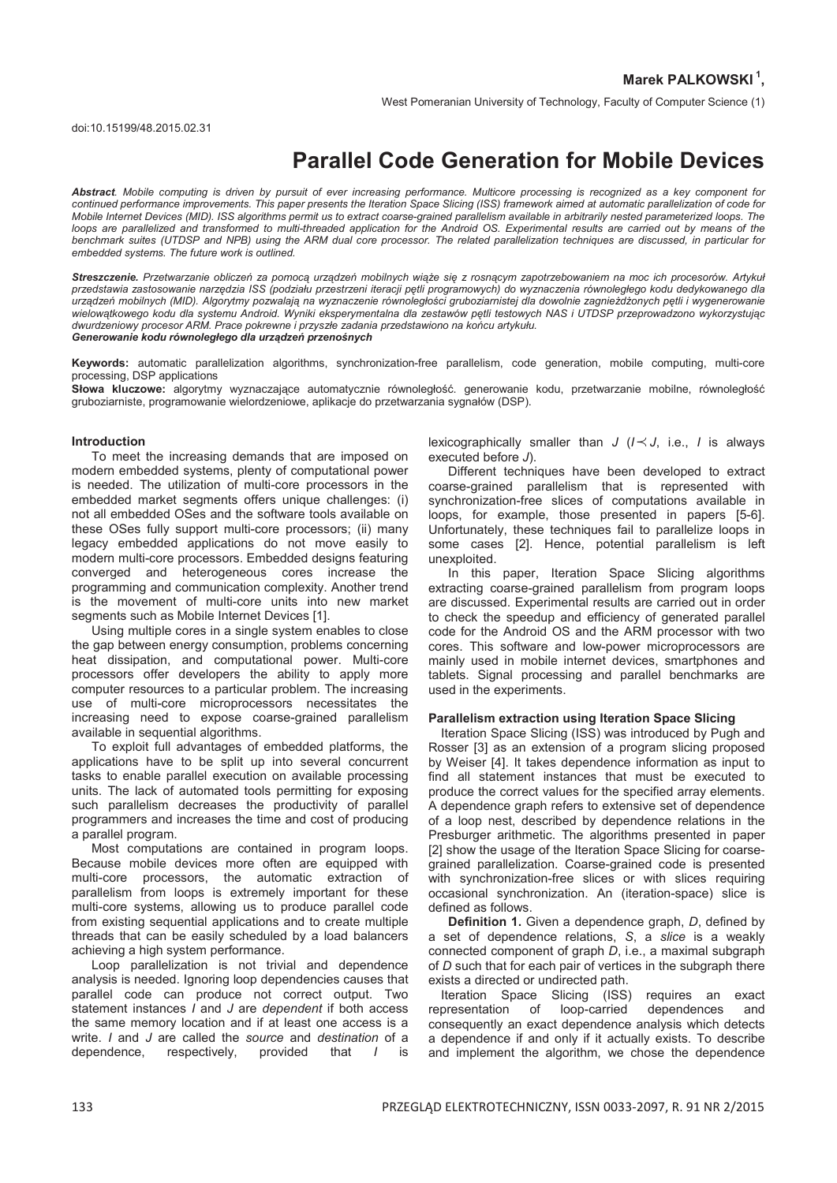**Marek PALKOWSKI [1],**

West Pomeranian University of Technology, Faculty of Computer Science (1)

doi:10.15199/48.2015.02.31

# Parallel Code Generation for Mobile Devices

***Abstract**. Mobile computing is driven by pursuit of ever increasing performance. Multicore processing is recognized as a key component for continued performance improvements. This paper presents the Iteration Space Slicing (ISS) framework aimed at automatic parallelization of code for Mobile Internet Devices (MID). ISS algorithms permit us to extract coarse-grained parallelism available in arbitrarily nested parameterized loops. The loops are parallelized and transformed to multi-threaded application for the Android OS. Experimental results are carried out by means of the benchmark suites (UTDSP and NPB) using the ARM dual core processor. The related parallelization techniques are discussed, in particular for embedded systems. The future work is outlined.*

***Streszczenie.** Przetwarzanie obliczeń za pomocą urządzeń mobilnych wiąże się z rosnącym zapotrzebowaniem na moc ich procesorów. Artykuł przedstawia zastosowanie narzędzia ISS (podziału przestrzeni iteracji pętli programowych) do wyznaczenia równoległego kodu dedykowanego dla urządzeń mobilnych (MID). Algorytmy pozwalają na wyznaczenie równoległości gruboziarnistej dla dowolnie zagnieżdżonych pętli i wygenerowanie wielowątkowego kodu dla systemu Android. Wyniki eksperymentalna dla zestawów pętli testowych NAS i UTDSP przeprowadzono wykorzystując dwurdzeniowy procesor ARM. Prace pokrewne i przyszłe zadania przedstawiono na końcu artykułu.*
***Generowanie kodu równoległego dla urządzeń przenośnych***

**Keywords:** automatic parallelization algorithms, synchronization-free parallelism, code generation, mobile computing, multi-core processing, DSP applications
**Słowa kluczowe:** algorytmy wyznaczające automatycznie równoległość. generowanie kodu, przetwarzanie mobilne, równoległość gruboziarniste, programowanie wielordzeniowe, aplikacje do przetwarzania sygnałów (DSP).

## Introduction

To meet the increasing demands that are imposed on modern embedded systems, plenty of computational power is needed. The utilization of multi-core processors in the embedded market segments offers unique challenges: (i) not all embedded OSes and the software tools available on these OSes fully support multi-core processors; (ii) many legacy embedded applications do not move easily to modern multi-core processors. Embedded designs featuring converged and heterogeneous cores increase the programming and communication complexity. Another trend is the movement of multi-core units into new market segments such as Mobile Internet Devices [1].

Using multiple cores in a single system enables to close the gap between energy consumption, problems concerning heat dissipation, and computational power. Multi-core processors offer developers the ability to apply more computer resources to a particular problem. The increasing use of multi-core microprocessors necessitates the increasing need to expose coarse-grained parallelism available in sequential algorithms.

To exploit full advantages of embedded platforms, the applications have to be split up into several concurrent tasks to enable parallel execution on available processing units. The lack of automated tools permitting for exposing such parallelism decreases the productivity of parallel programmers and increases the time and cost of producing a parallel program.

Most computations are contained in program loops. Because mobile devices more often are equipped with multi-core processors, the automatic extraction of parallelism from loops is extremely important for these multi-core systems, allowing us to produce parallel code from existing sequential applications and to create multiple threads that can be easily scheduled by a load balancers achieving a high system performance.

Loop parallelization is not trivial and dependence analysis is needed. Ignoring loop dependencies causes that parallel code can produce not correct output. Two statement instances *I* and *J* are *dependent* if both access the same memory location and if at least one access is a write. *I* and *J* are called the *source* and *destination* of a dependence, respectively, provided that *I* is lexicographically smaller than *J* ($I \prec J$, i.e., *I* is always executed before *J*).

Different techniques have been developed to extract coarse-grained parallelism that is represented with synchronization-free slices of computations available in loops, for example, those presented in papers [5-6]. Unfortunately, these techniques fail to parallelize loops in some cases [2]. Hence, potential parallelism is left unexploited.

In this paper, Iteration Space Slicing algorithms extracting coarse-grained parallelism from program loops are discussed. Experimental results are carried out in order to check the speedup and efficiency of generated parallel code for the Android OS and the ARM processor with two cores. This software and low-power microprocessors are mainly used in mobile internet devices, smartphones and tablets. Signal processing and parallel benchmarks are used in the experiments.

## Parallelism extraction using Iteration Space Slicing

Iteration Space Slicing (ISS) was introduced by Pugh and Rosser [3] as an extension of a program slicing proposed by Weiser [4]. It takes dependence information as input to find all statement instances that must be executed to produce the correct values for the specified array elements. A dependence graph refers to extensive set of dependence of a loop nest, described by dependence relations in the Presburger arithmetic. The algorithms presented in paper [2] show the usage of the Iteration Space Slicing for coarse-grained parallelization. Coarse-grained code is presented with synchronization-free slices or with slices requiring occasional synchronization. An (iteration-space) slice is defined as follows.

**Definition 1.** Given a dependence graph, *D*, defined by a set of dependence relations, *S*, a *slice* is a weakly connected component of graph *D*, i.e., a maximal subgraph of *D* such that for each pair of vertices in the subgraph there exists a directed or undirected path.

Iteration Space Slicing (ISS) requires an exact representation of loop-carried dependences and consequently an exact dependence analysis which detects a dependence if and only if it actually exists. To describe and implement the algorithm, we chose the dependence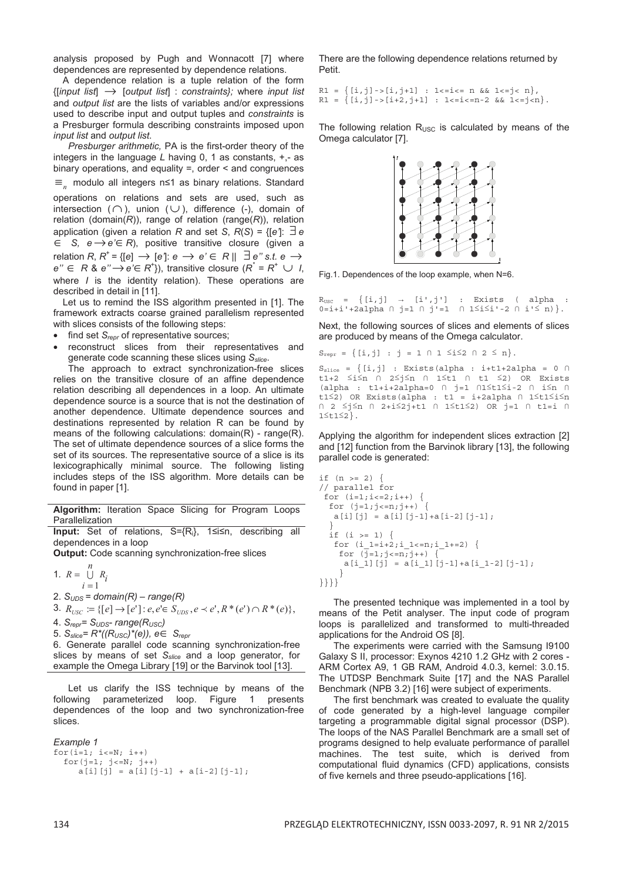analysis proposed by Pugh and Wonnacott [7] where dependences are represented by dependence relations.

A dependence relation is a tuple relation of the form {[*input list*] $\rightarrow$ [*output list*] : *constraints};* where *input list* and *output list* are the lists of variables and/or expressions used to describe input and output tuples and *constraints* is a Presburger formula describing constraints imposed upon *input list* and *output list*.

*Presburger arithmetic,* PA is the first-order theory of the integers in the language *L* having 0, 1 as constants, +,- as binary operations, and equality =, order < and congruences $\equiv_n$ modulo all integers n≤1 as binary relations. Standard operations on relations and sets are used, such as intersection ($\cap$), union ($\cup$), difference (-), domain of relation (domain(*R*)), range of relation (range(*R*)), relation application (given a relation *R* and set *S*, $R(S) = \{[e']: \exists e \in S, e \rightarrow e' \in R\}$, positive transitive closure (given a relation *R*, $R^+ = \{[e] \rightarrow [e']: e \rightarrow e' \in R \mid\mid \exists e'' \text{ s.t. } e \rightarrow e'' \in R \ \&\ e'' \rightarrow e' \in R^+\}$), transitive closure ($R^* = R^+ \cup I$, where *I* is the identity relation). These operations are described in detail in [11].

Let us to remind the ISS algorithm presented in [1]. The framework extracts coarse grained parallelism represented with slices consists of the following steps:

- find set $S_{repr}$ of representative sources;
- reconstruct slices from their representatives and generate code scanning these slices using $S_{slice}$.

The approach to extract synchronization-free slices relies on the transitive closure of an affine dependence relation describing all dependences in a loop. An ultimate dependence source is a source that is not the destination of another dependence. Ultimate dependence sources and destinations represented by relation R can be found by means of the following calculations: domain(R) - range(R). The set of ultimate dependence sources of a slice forms the set of its sources. The representative source of a slice is its lexicographically minimal source. The following listing includes steps of the ISS algorithm. More details can be found in paper [1].

**Algorithm:** Iteration Space Slicing for Program Loops Parallelization

**Input:** Set of relations, S={$R_i$}, 1≤i≤n, describing all dependences in a loop

**Output:** Code scanning synchronization-free slices

1. $R = \bigcup_{i=1}^{n} R_i$
2. $S_{UDS}$ = *domain(R) – range(R)*
3. $R_{USC} := \{[e] \rightarrow [e'] : e, e' \in S_{UDS}, e \prec e', R^*(e') \cap R^*(e)\}$,
4. $S_{repr}$= $S_{UDS}$- *range*($R_{USC}$)
5. $S_{slice}$= $R^*((R_{USC})^*(e))$, $e \in S_{repr}$
6. Generate parallel code scanning synchronization-free slices by means of set $S_{slice}$ and a loop generator, for example the Omega Library [19] or the Barvinok tool [13].

Let us clarify the ISS technique by means of the following parameterized loop. Figure 1 presents dependences of the loop and two synchronization-free slices.

*Example 1*

```
for(i=1; i<=N; i++)
  for(j=1; j<=N; j++)
     a[i][j] = a[i][j-1] + a[i-2][j-1];
```

There are the following dependence relations returned by Petit.

```
R1 = {[i,j]->[i,j+1] : 1<=i<= n && 1<=j< n},
R1 = {[i,j]->[i+2,j+1] : 1<=i<=n-2 && 1<=j<n}.
```

The following relation $R_{USC}$ is calculated by means of the Omega calculator [7].

Fig.1. Dependences of the loop example, when N=6.

$R_{USC}$ = {[i,j] → [i',j'] : Exists ( alpha : 0=i+i'+2alpha ∩ j=1 ∩ j'=1 ∩ 1≤i≤i'-2 ∩ i'≤ n)}.

Next, the following sources of slices and elements of slices are produced by means of the Omega calculator.

$S_{repr}$ = {[i,j] : j = 1 ∩ 1 ≤i≤2 ∩ 2 ≤ n}.

$S_{slice}$ = {[i,j] : Exists(alpha : i+t1+2alpha = 0 ∩ t1+2 ≤i≤n ∩ 2≤j≤n ∩ 1≤t1 ∩ t1 ≤2) OR Exists (alpha : t1+i+2alpha=0 ∩ j=1 ∩1≤t1≤i-2 ∩ i≤n ∩ t1≤2) OR Exists(alpha : t1 = i+2alpha ∩ 1≤t1≤i≤n ∩ 2 ≤j≤n ∩ 2+i≤2j+t1 ∩ 1≤t1≤2) OR j=1 ∩ t1=i ∩ 1≤t1≤2}.

Applying the algorithm for independent slices extraction [2] and [12] function from the Barvinok library [13], the following parallel code is generated:

```
if (n >= 2) {
// parallel for
 for (i=1;i<=2;i++) {
  for (j=1;j<=n;j++) {
   a[i][j] = a[i][j-1]+a[i-2][j-1];
  }
  if (i >= 1) {
   for (i_1=i+2;i_1<=n;i_1+=2) {
    for (j=1;j<=n;j++) {
     a[i_1][j] = a[i_1][j-1]+a[i_1-2][j-1];
    }
}}}}
```

The presented technique was implemented in a tool by means of the Petit analyser. The input code of program loops is parallelized and transformed to multi-threaded applications for the Android OS [8].

The experiments were carried with the Samsung I9100 Galaxy S II, processor: Exynos 4210 1.2 GHz with 2 cores - ARM Cortex A9, 1 GB RAM, Android 4.0.3, kernel: 3.0.15. The UTDSP Benchmark Suite [17] and the NAS Parallel Benchmark (NPB 3.2) [16] were subject of experiments.

The first benchmark was created to evaluate the quality of code generated by a high-level language compiler targeting a programmable digital signal processor (DSP). The loops of the NAS Parallel Benchmark are a small set of programs designed to help evaluate performance of parallel machines. The test suite, which is derived from computational fluid dynamics (CFD) applications, consists of five kernels and three pseudo-applications [16].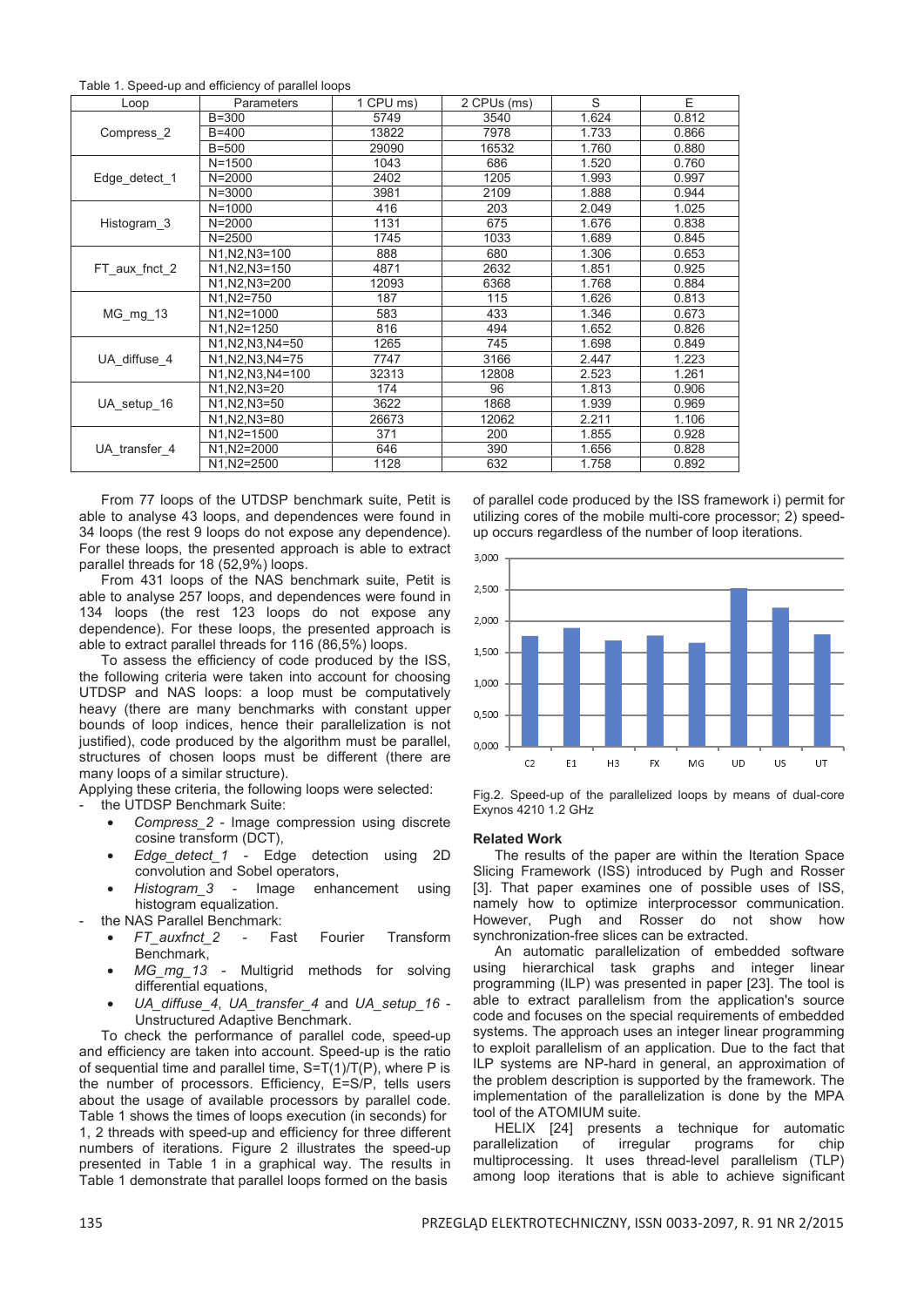Table 1. Speed-up and efficiency of parallel loops

| Loop | Parameters | 1 CPU ms) | 2 CPUs (ms) | S | E |
|---|---|---|---|---|---|
| Compress_2 | B=300 | 5749 | 3540 | 1.624 | 0.812 |
| | B=400 | 13822 | 7978 | 1.733 | 0.866 |
| | B=500 | 29090 | 16532 | 1.760 | 0.880 |
| Edge_detect_1 | N=1500 | 1043 | 686 | 1.520 | 0.760 |
| | N=2000 | 2402 | 1205 | 1.993 | 0.997 |
| | N=3000 | 3981 | 2109 | 1.888 | 0.944 |
| Histogram_3 | N=1000 | 416 | 203 | 2.049 | 1.025 |
| | N=2000 | 1131 | 675 | 1.676 | 0.838 |
| | N=2500 | 1745 | 1033 | 1.689 | 0.845 |
| FT_aux_fnct_2 | N1,N2,N3=100 | 888 | 680 | 1.306 | 0.653 |
| | N1,N2,N3=150 | 4871 | 2632 | 1.851 | 0.925 |
| | N1,N2,N3=200 | 12093 | 6368 | 1.768 | 0.884 |
| MG_mg_13 | N1,N2=750 | 187 | 115 | 1.626 | 0.813 |
| | N1,N2=1000 | 583 | 433 | 1.346 | 0.673 |
| | N1,N2=1250 | 816 | 494 | 1.652 | 0.826 |
| UA_diffuse_4 | N1,N2,N3,N4=50 | 1265 | 745 | 1.698 | 0.849 |
| | N1,N2,N3,N4=75 | 7747 | 3166 | 2.447 | 1.223 |
| | N1,N2,N3,N4=100 | 32313 | 12808 | 2.523 | 1.261 |
| UA_setup_16 | N1,N2,N3=20 | 174 | 96 | 1.813 | 0.906 |
| | N1,N2,N3=50 | 3622 | 1868 | 1.939 | 0.969 |
| | N1,N2,N3=80 | 26673 | 12062 | 2.211 | 1.106 |
| UA_transfer_4 | N1,N2=1500 | 371 | 200 | 1.855 | 0.928 |
| | N1,N2=2000 | 646 | 390 | 1.656 | 0.828 |
| | N1,N2=2500 | 1128 | 632 | 1.758 | 0.892 |

From 77 loops of the UTDSP benchmark suite, Petit is able to analyse 43 loops, and dependences were found in 34 loops (the rest 9 loops do not expose any dependence). For these loops, the presented approach is able to extract parallel threads for 18 (52,9%) loops.

From 431 loops of the NAS benchmark suite, Petit is able to analyse 257 loops, and dependences were found in 134 loops (the rest 123 loops do not expose any dependence). For these loops, the presented approach is able to extract parallel threads for 116 (86,5%) loops.

To assess the efficiency of code produced by the ISS, the following criteria were taken into account for choosing UTDSP and NAS loops: a loop must be computatively heavy (there are many benchmarks with constant upper bounds of loop indices, hence their parallelization is not justified), code produced by the algorithm must be parallel, structures of chosen loops must be different (there are many loops of a similar structure).

Applying these criteria, the following loops were selected:

- the UTDSP Benchmark Suite:
  - *Compress_2* - Image compression using discrete cosine transform (DCT),
  - *Edge_detect_1* - Edge detection using 2D convolution and Sobel operators,
  - *Histogram_3* - Image enhancement using histogram equalization.
- the NAS Parallel Benchmark:
  - *FT_auxfnct_2* - Fast Fourier Transform Benchmark,
  - *MG_mg_13* - Multigrid methods for solving differential equations,
  - *UA_diffuse_4*, *UA_transfer_4* and *UA_setup_16* - Unstructured Adaptive Benchmark.

To check the performance of parallel code, speed-up and efficiency are taken into account. Speed-up is the ratio of sequential time and parallel time, $S=T(1)/T(P)$, where P is the number of processors. Efficiency, $E=S/P$, tells users about the usage of available processors by parallel code. Table 1 shows the times of loops execution (in seconds) for 1, 2 threads with speed-up and efficiency for three different numbers of iterations. Figure 2 illustrates the speed-up presented in Table 1 in a graphical way. The results in Table 1 demonstrate that parallel loops formed on the basis of parallel code produced by the ISS framework i) permit for utilizing cores of the mobile multi-core processor; 2) speed-up occurs regardless of the number of loop iterations.

Fig.2. Speed-up of the parallelized loops by means of dual-core Exynos 4210 1.2 GHz

### Related Work

The results of the paper are within the Iteration Space Slicing Framework (ISS) introduced by Pugh and Rosser [3]. That paper examines one of possible uses of ISS, namely how to optimize interprocessor communication. However, Pugh and Rosser do not show how synchronization-free slices can be extracted.

An automatic parallelization of embedded software using hierarchical task graphs and integer linear programming (ILP) was presented in paper [23]. The tool is able to extract parallelism from the application's source code and focuses on the special requirements of embedded systems. The approach uses an integer linear programming to exploit parallelism of an application. Due to the fact that ILP systems are NP-hard in general, an approximation of the problem description is supported by the framework. The implementation of the parallelization is done by the MPA tool of the ATOMIUM suite.

HELIX [24] presents a technique for automatic parallelization of irregular programs for chip multiprocessing. It uses thread-level parallelism (TLP) among loop iterations that is able to achieve significant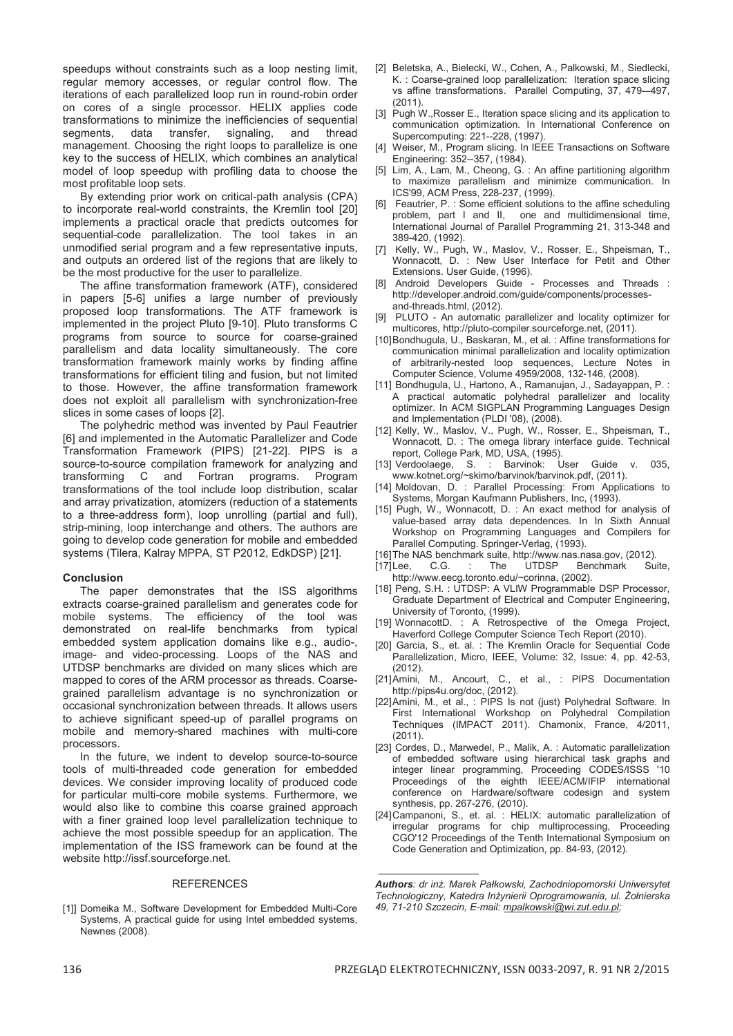speedups without constraints such as a loop nesting limit, regular memory accesses, or regular control flow. The iterations of each parallelized loop run in round-robin order on cores of a single processor. HELIX applies code transformations to minimize the inefficiencies of sequential segments, data transfer, signaling, and thread management. Choosing the right loops to parallelize is one key to the success of HELIX, which combines an analytical model of loop speedup with profiling data to choose the most profitable loop sets.

By extending prior work on critical-path analysis (CPA) to incorporate real-world constraints, the Kremlin tool [20] implements a practical oracle that predicts outcomes for sequential-code parallelization. The tool takes in an unmodified serial program and a few representative inputs, and outputs an ordered list of the regions that are likely to be the most productive for the user to parallelize.

The affine transformation framework (ATF), considered in papers [5-6] unifies a large number of previously proposed loop transformations. The ATF framework is implemented in the project Pluto [9-10]. Pluto transforms C programs from source to source for coarse-grained parallelism and data locality simultaneously. The core transformation framework mainly works by finding affine transformations for efficient tiling and fusion, but not limited to those. However, the affine transformation framework does not exploit all parallelism with synchronization-free slices in some cases of loops [2].

The polyhedric method was invented by Paul Feautrier [6] and implemented in the Automatic Parallelizer and Code Transformation Framework (PIPS) [21-22]. PIPS is a source-to-source compilation framework for analyzing and transforming C and Fortran programs. Program transformations of the tool include loop distribution, scalar and array privatization, atomizers (reduction of a statements to a three-address form), loop unrolling (partial and full), strip-mining, loop interchange and others. The authors are going to develop code generation for mobile and embedded systems (Tilera, Kalray MPPA, ST P2012, EdkDSP) [21].

## Conclusion

The paper demonstrates that the ISS algorithms extracts coarse-grained parallelism and generates code for mobile systems. The efficiency of the tool was demonstrated on real-life benchmarks from typical embedded system application domains like e.g., audio-, image- and video-processing. Loops of the NAS and UTDSP benchmarks are divided on many slices which are mapped to cores of the ARM processor as threads. Coarse-grained parallelism advantage is no synchronization or occasional synchronization between threads. It allows users to achieve significant speed-up of parallel programs on mobile and memory-shared machines with multi-core processors.

In the future, we indent to develop source-to-source tools of multi-threaded code generation for embedded devices. We consider improving locality of produced code for particular multi-core mobile systems. Furthermore, we would also like to combine this coarse grained approach with a finer grained loop level parallelization technique to achieve the most possible speedup for an application. The implementation of the ISS framework can be found at the website http://issf.sourceforge.net.

## REFERENCES

[1]] Domeika M., Software Development for Embedded Multi-Core Systems, A practical guide for using Intel embedded systems, Newnes (2008).

[2] Beletska, A., Bielecki, W., Cohen, A., Palkowski, M., Siedlecki, K. : Coarse-grained loop parallelization: Iteration space slicing vs affine transformations. Parallel Computing, 37, 479-–497, (2011).

[3] Pugh W.,Rosser E., Iteration space slicing and its application to communication optimization. In International Conference on Supercomputing: 221--228, (1997).

[4] Weiser, M., Program slicing. In IEEE Transactions on Software Engineering: 352--357, (1984).

[5] Lim, A., Lam, M., Cheong, G. : An affine partitioning algorithm to maximize parallelism and minimize communication. In ICS'99, ACM Press, 228-237, (1999).

[6] Feautrier, P. : Some efficient solutions to the affine scheduling problem, part I and II, one and multidimensional time, International Journal of Parallel Programming 21, 313-348 and 389-420, (1992).

[7] Kelly, W., Pugh, W., Maslov, V., Rosser, E., Shpeisman, T., Wonnacott, D. : New User Interface for Petit and Other Extensions. User Guide, (1996).

[8] Android Developers Guide - Processes and Threads : http://developer.android.com/guide/components/processes-and-threads.html, (2012).

[9] PLUTO - An automatic parallelizer and locality optimizer for multicores, http://pluto-compiler.sourceforge.net, (2011).

[10] Bondhugula, U., Baskaran, M., et al. : Affine transformations for communication minimal parallelization and locality optimization of arbitrarily-nested loop sequences, Lecture Notes in Computer Science, Volume 4959/2008, 132-146, (2008).

[11] Bondhugula, U., Hartono, A., Ramanujan, J., Sadayappan, P. : A practical automatic polyhedral parallelizer and locality optimizer. In ACM SIGPLAN Programming Languages Design and Implementation (PLDI '08), (2008).

[12] Kelly, W., Maslov, V., Pugh, W., Rosser, E., Shpeisman, T., Wonnacott, D. : The omega library interface guide. Technical report, College Park, MD, USA, (1995).

[13] Verdoolaege, S. : Barvinok: User Guide v. 035, www.kotnet.org/~skimo/barvinok/barvinok.pdf, (2011).

[14] Moldovan, D. : Parallel Processing: From Applications to Systems, Morgan Kaufmann Publishers, Inc, (1993).

[15] Pugh, W., Wonnacott, D. : An exact method for analysis of value-based array data dependences. In In Sixth Annual Workshop on Programming Languages and Compilers for Parallel Computing. Springer-Verlag, (1993).

[16] The NAS benchmark suite, http://www.nas.nasa.gov, (2012).

[17] Lee, C.G. : The UTDSP Benchmark Suite, http://www.eecg.toronto.edu/~corinna, (2002).

[18] Peng, S.H. : UTDSP: A VLIW Programmable DSP Processor, Graduate Department of Electrical and Computer Engineering, University of Toronto, (1999).

[19] WonnacottD. : A Retrospective of the Omega Project, Haverford College Computer Science Tech Report (2010).

[20] Garcia, S., et. al. : The Kremlin Oracle for Sequential Code Parallelization, Micro, IEEE, Volume: 32, Issue: 4, pp. 42-53, (2012).

[21] Amini, M., Ancourt, C., et al., : PIPS Documentation http://pips4u.org/doc, (2012).

[22] Amini, M., et al., : PIPS Is not (just) Polyhedral Software. In First International Workshop on Polyhedral Compilation Techniques (IMPACT 2011). Chamonix, France, 4/2011, (2011).

[23] Cordes, D., Marwedel, P., Malik, A. : Automatic parallelization of embedded software using hierarchical task graphs and integer linear programming, Proceeding CODES/ISSS '10 Proceedings of the eighth IEEE/ACM/IFIP international conference on Hardware/software codesign and system synthesis, pp. 267-276, (2010).

[24] Campanoni, S., et. al. : HELIX: automatic parallelization of irregular programs for chip multiprocessing, Proceeding CGO'12 Proceedings of the Tenth International Symposium on Code Generation and Optimization, pp. 84-93, (2012).

***Authors**: dr inż. Marek Pałkowski, Zachodniopomorski Uniwersytet Technologiczny, Katedra Inżynierii Oprogramowania, ul. Żołnierska 49, 71-210 Szczecin, E-mail: mpalkowski@wi.zut.edu.pl;*